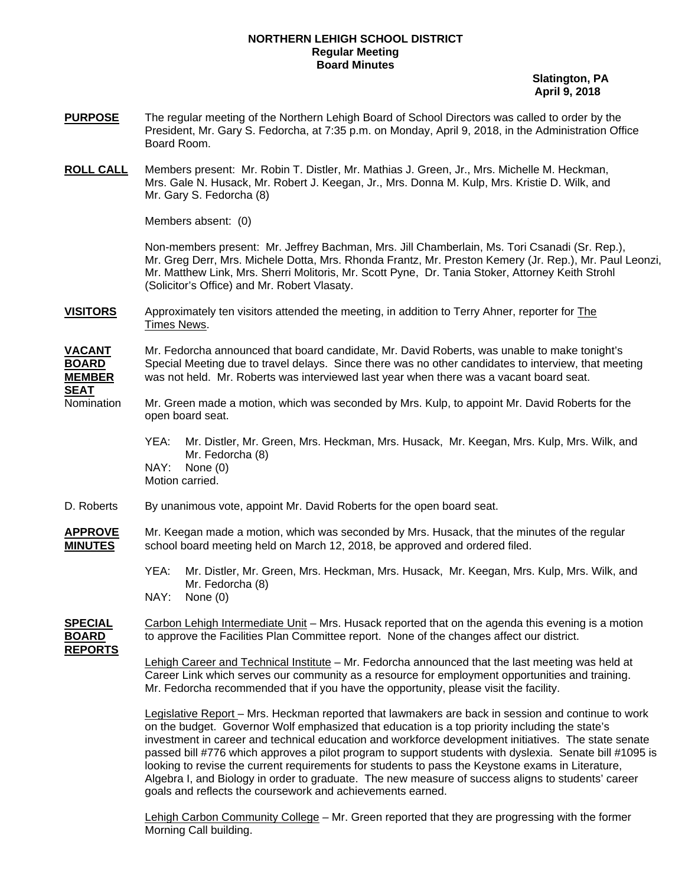**NORTHERN LEHIGH SCHOOL DISTRICT**
**Regular Meeting**
**Board Minutes**

**Slatington, PA**
**April 9, 2018**

**PURPOSE** The regular meeting of the Northern Lehigh Board of School Directors was called to order by the President, Mr. Gary S. Fedorcha, at 7:35 p.m. on Monday, April 9, 2018, in the Administration Office Board Room.

**ROLL CALL** Members present: Mr. Robin T. Distler, Mr. Mathias J. Green, Jr., Mrs. Michelle M. Heckman, Mrs. Gale N. Husack, Mr. Robert J. Keegan, Jr., Mrs. Donna M. Kulp, Mrs. Kristie D. Wilk, and Mr. Gary S. Fedorcha (8)

Members absent: (0)

Non-members present: Mr. Jeffrey Bachman, Mrs. Jill Chamberlain, Ms. Tori Csanadi (Sr. Rep.), Mr. Greg Derr, Mrs. Michele Dotta, Mrs. Rhonda Frantz, Mr. Preston Kemery (Jr. Rep.), Mr. Paul Leonzi, Mr. Matthew Link, Mrs. Sherri Molitoris, Mr. Scott Pyne, Dr. Tania Stoker, Attorney Keith Strohl (Solicitor's Office) and Mr. Robert Vlasaty.

**VISITORS** Approximately ten visitors attended the meeting, in addition to Terry Ahner, reporter for The Times News.

**VACANT BOARD MEMBER SEAT** Mr. Fedorcha announced that board candidate, Mr. David Roberts, was unable to make tonight's Special Meeting due to travel delays. Since there was no other candidates to interview, that meeting was not held. Mr. Roberts was interviewed last year when there was a vacant board seat.

Nomination Mr. Green made a motion, which was seconded by Mrs. Kulp, to appoint Mr. David Roberts for the open board seat.

YEA: Mr. Distler, Mr. Green, Mrs. Heckman, Mrs. Husack, Mr. Keegan, Mrs. Kulp, Mrs. Wilk, and Mr. Fedorcha (8)
NAY: None (0)
Motion carried.

D. Roberts By unanimous vote, appoint Mr. David Roberts for the open board seat.

**APPROVE MINUTES** Mr. Keegan made a motion, which was seconded by Mrs. Husack, that the minutes of the regular school board meeting held on March 12, 2018, be approved and ordered filed.

YEA: Mr. Distler, Mr. Green, Mrs. Heckman, Mrs. Husack, Mr. Keegan, Mrs. Kulp, Mrs. Wilk, and Mr. Fedorcha (8)
NAY: None (0)

**SPECIAL BOARD REPORTS** Carbon Lehigh Intermediate Unit – Mrs. Husack reported that on the agenda this evening is a motion to approve the Facilities Plan Committee report. None of the changes affect our district.

Lehigh Career and Technical Institute – Mr. Fedorcha announced that the last meeting was held at Career Link which serves our community as a resource for employment opportunities and training. Mr. Fedorcha recommended that if you have the opportunity, please visit the facility.

Legislative Report – Mrs. Heckman reported that lawmakers are back in session and continue to work on the budget. Governor Wolf emphasized that education is a top priority including the state's investment in career and technical education and workforce development initiatives. The state senate passed bill #776 which approves a pilot program to support students with dyslexia. Senate bill #1095 is looking to revise the current requirements for students to pass the Keystone exams in Literature, Algebra I, and Biology in order to graduate. The new measure of success aligns to students' career goals and reflects the coursework and achievements earned.

Lehigh Carbon Community College – Mr. Green reported that they are progressing with the former Morning Call building.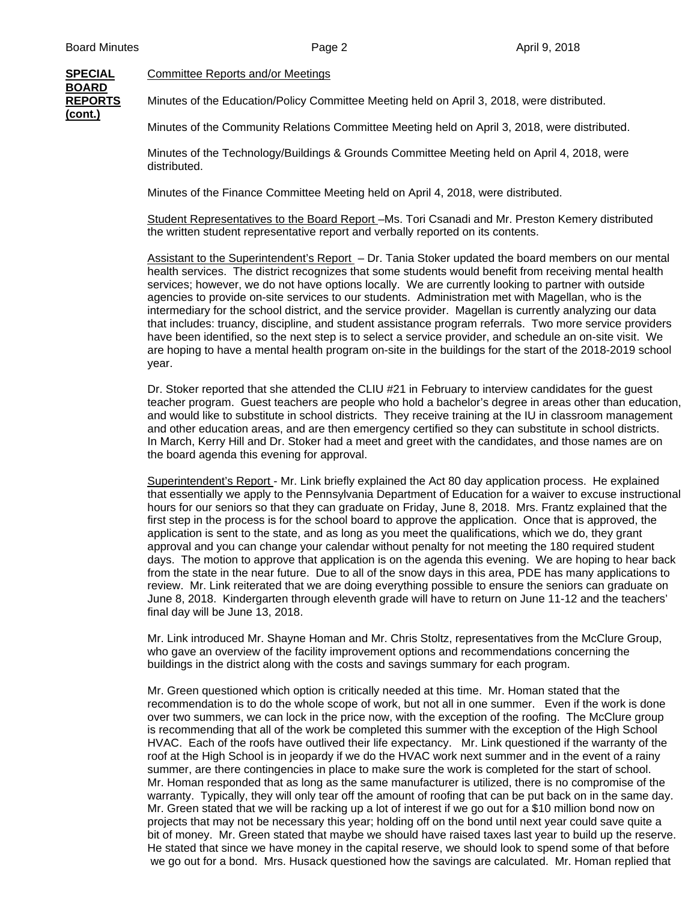**SPECIAL BOARD REPORTS (cont.)**

Committee Reports and/or Meetings

Minutes of the Education/Policy Committee Meeting held on April 3, 2018, were distributed.

Minutes of the Community Relations Committee Meeting held on April 3, 2018, were distributed.

Minutes of the Technology/Buildings & Grounds Committee Meeting held on April 4, 2018, were distributed.

Minutes of the Finance Committee Meeting held on April 4, 2018, were distributed.

Student Representatives to the Board Report –Ms. Tori Csanadi and Mr. Preston Kemery distributed the written student representative report and verbally reported on its contents.

Assistant to the Superintendent's Report – Dr. Tania Stoker updated the board members on our mental health services. The district recognizes that some students would benefit from receiving mental health services; however, we do not have options locally. We are currently looking to partner with outside agencies to provide on-site services to our students. Administration met with Magellan, who is the intermediary for the school district, and the service provider. Magellan is currently analyzing our data that includes: truancy, discipline, and student assistance program referrals. Two more service providers have been identified, so the next step is to select a service provider, and schedule an on-site visit. We are hoping to have a mental health program on-site in the buildings for the start of the 2018-2019 school year.

Dr. Stoker reported that she attended the CLIU #21 in February to interview candidates for the guest teacher program. Guest teachers are people who hold a bachelor's degree in areas other than education, and would like to substitute in school districts. They receive training at the IU in classroom management and other education areas, and are then emergency certified so they can substitute in school districts. In March, Kerry Hill and Dr. Stoker had a meet and greet with the candidates, and those names are on the board agenda this evening for approval.

Superintendent's Report - Mr. Link briefly explained the Act 80 day application process. He explained that essentially we apply to the Pennsylvania Department of Education for a waiver to excuse instructional hours for our seniors so that they can graduate on Friday, June 8, 2018. Mrs. Frantz explained that the first step in the process is for the school board to approve the application. Once that is approved, the application is sent to the state, and as long as you meet the qualifications, which we do, they grant approval and you can change your calendar without penalty for not meeting the 180 required student days. The motion to approve that application is on the agenda this evening. We are hoping to hear back from the state in the near future. Due to all of the snow days in this area, PDE has many applications to review. Mr. Link reiterated that we are doing everything possible to ensure the seniors can graduate on June 8, 2018. Kindergarten through eleventh grade will have to return on June 11-12 and the teachers' final day will be June 13, 2018.

Mr. Link introduced Mr. Shayne Homan and Mr. Chris Stoltz, representatives from the McClure Group, who gave an overview of the facility improvement options and recommendations concerning the buildings in the district along with the costs and savings summary for each program.

Mr. Green questioned which option is critically needed at this time. Mr. Homan stated that the recommendation is to do the whole scope of work, but not all in one summer. Even if the work is done over two summers, we can lock in the price now, with the exception of the roofing. The McClure group is recommending that all of the work be completed this summer with the exception of the High School HVAC. Each of the roofs have outlived their life expectancy. Mr. Link questioned if the warranty of the roof at the High School is in jeopardy if we do the HVAC work next summer and in the event of a rainy summer, are there contingencies in place to make sure the work is completed for the start of school. Mr. Homan responded that as long as the same manufacturer is utilized, there is no compromise of the warranty. Typically, they will only tear off the amount of roofing that can be put back on in the same day. Mr. Green stated that we will be racking up a lot of interest if we go out for a $10 million bond now on projects that may not be necessary this year; holding off on the bond until next year could save quite a bit of money. Mr. Green stated that maybe we should have raised taxes last year to build up the reserve. He stated that since we have money in the capital reserve, we should look to spend some of that before we go out for a bond. Mrs. Husack questioned how the savings are calculated. Mr. Homan replied that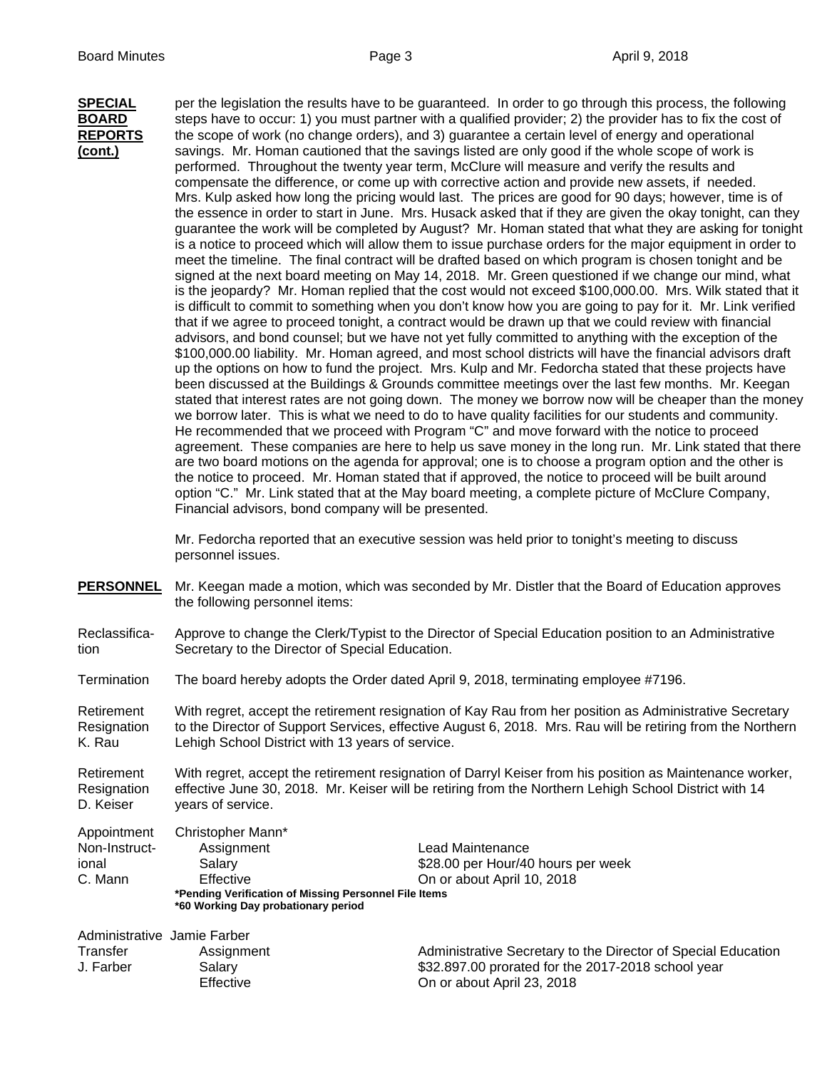**SPECIAL BOARD REPORTS (cont.)**

per the legislation the results have to be guaranteed. In order to go through this process, the following steps have to occur: 1) you must partner with a qualified provider; 2) the provider has to fix the cost of the scope of work (no change orders), and 3) guarantee a certain level of energy and operational savings. Mr. Homan cautioned that the savings listed are only good if the whole scope of work is performed. Throughout the twenty year term, McClure will measure and verify the results and compensate the difference, or come up with corrective action and provide new assets, if needed. Mrs. Kulp asked how long the pricing would last. The prices are good for 90 days; however, time is of the essence in order to start in June. Mrs. Husack asked that if they are given the okay tonight, can they guarantee the work will be completed by August? Mr. Homan stated that what they are asking for tonight is a notice to proceed which will allow them to issue purchase orders for the major equipment in order to meet the timeline. The final contract will be drafted based on which program is chosen tonight and be signed at the next board meeting on May 14, 2018. Mr. Green questioned if we change our mind, what is the jeopardy? Mr. Homan replied that the cost would not exceed $100,000.00. Mrs. Wilk stated that it is difficult to commit to something when you don't know how you are going to pay for it. Mr. Link verified that if we agree to proceed tonight, a contract would be drawn up that we could review with financial advisors, and bond counsel; but we have not yet fully committed to anything with the exception of the $100,000.00 liability. Mr. Homan agreed, and most school districts will have the financial advisors draft up the options on how to fund the project. Mrs. Kulp and Mr. Fedorcha stated that these projects have been discussed at the Buildings & Grounds committee meetings over the last few months. Mr. Keegan stated that interest rates are not going down. The money we borrow now will be cheaper than the money we borrow later. This is what we need to do to have quality facilities for our students and community. He recommended that we proceed with Program "C" and move forward with the notice to proceed agreement. These companies are here to help us save money in the long run. Mr. Link stated that there are two board motions on the agenda for approval; one is to choose a program option and the other is the notice to proceed. Mr. Homan stated that if approved, the notice to proceed will be built around option "C." Mr. Link stated that at the May board meeting, a complete picture of McClure Company, Financial advisors, bond company will be presented.

Mr. Fedorcha reported that an executive session was held prior to tonight's meeting to discuss personnel issues.

**PERSONNEL**

Mr. Keegan made a motion, which was seconded by Mr. Distler that the Board of Education approves the following personnel items:

**Reclassification**

Approve to change the Clerk/Typist to the Director of Special Education position to an Administrative Secretary to the Director of Special Education.

**Termination**

The board hereby adopts the Order dated April 9, 2018, terminating employee #7196.

**Retirement Resignation K. Rau**

With regret, accept the retirement resignation of Kay Rau from her position as Administrative Secretary to the Director of Support Services, effective August 6, 2018. Mrs. Rau will be retiring from the Northern Lehigh School District with 13 years of service.

**Retirement Resignation D. Keiser**

With regret, accept the retirement resignation of Darryl Keiser from his position as Maintenance worker, effective June 30, 2018. Mr. Keiser will be retiring from the Northern Lehigh School District with 14 years of service.

**Appointment Non-Instructional C. Mann**

Christopher Mann*

| | |
|---|---|
| Assignment | Lead Maintenance |
| Salary | $28.00 per Hour/40 hours per week |
| Effective | On or about April 10, 2018 |

**\*Pending Verification of Missing Personnel File Items**
**\*60 Working Day probationary period**

**Administrative Transfer J. Farber**

Jamie Farber

| | |
|---|---|
| Assignment | Administrative Secretary to the Director of Special Education |
| Salary | $32.897.00 prorated for the 2017-2018 school year |
| Effective | On or about April 23, 2018 |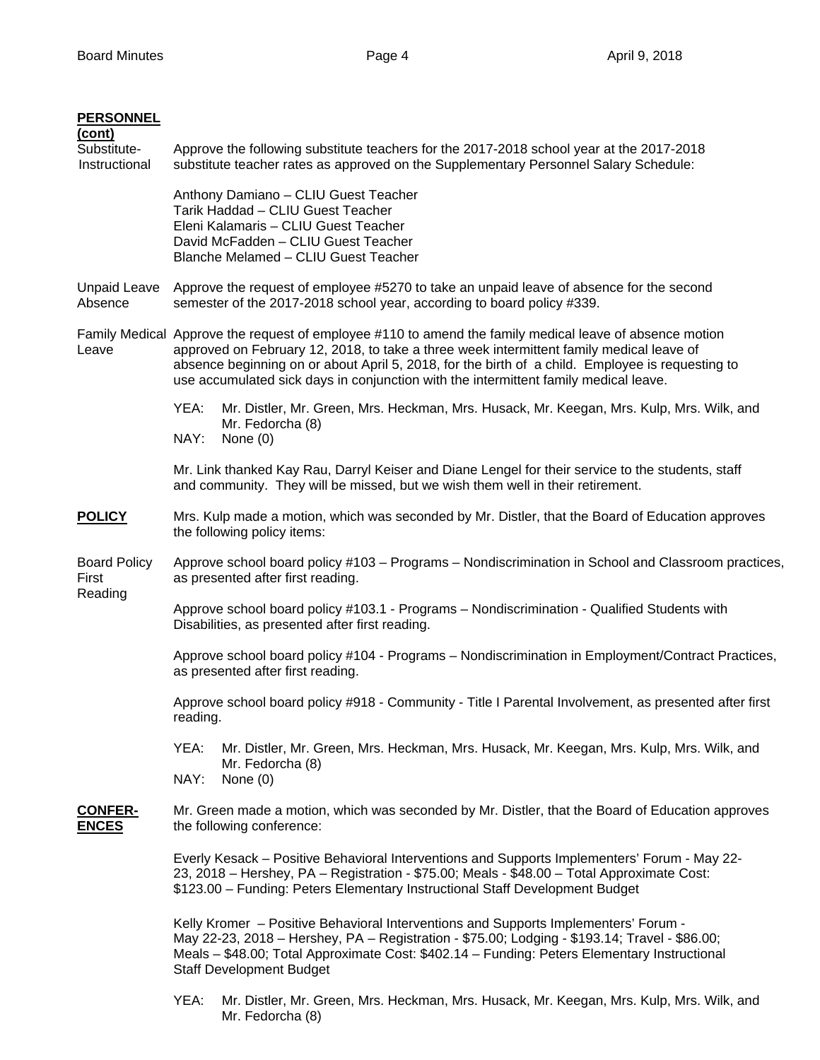**PERSONNEL (cont)**

Substitute-Instructional

Approve the following substitute teachers for the 2017-2018 school year at the 2017-2018 substitute teacher rates as approved on the Supplementary Personnel Salary Schedule:

Anthony Damiano – CLIU Guest Teacher
Tarik Haddad – CLIU Guest Teacher
Eleni Kalamaris – CLIU Guest Teacher
David McFadden – CLIU Guest Teacher
Blanche Melamed – CLIU Guest Teacher

Unpaid Leave Absence

Approve the request of employee #5270 to take an unpaid leave of absence for the second semester of the 2017-2018 school year, according to board policy #339.

Family Medical Leave

Approve the request of employee #110 to amend the family medical leave of absence motion approved on February 12, 2018, to take a three week intermittent family medical leave of absence beginning on or about April 5, 2018, for the birth of a child. Employee is requesting to use accumulated sick days in conjunction with the intermittent family medical leave.

YEA: Mr. Distler, Mr. Green, Mrs. Heckman, Mrs. Husack, Mr. Keegan, Mrs. Kulp, Mrs. Wilk, and Mr. Fedorcha (8)
NAY: None (0)

Mr. Link thanked Kay Rau, Darryl Keiser and Diane Lengel for their service to the students, staff and community. They will be missed, but we wish them well in their retirement.

**POLICY**

Mrs. Kulp made a motion, which was seconded by Mr. Distler, that the Board of Education approves the following policy items:

Board Policy First Reading

Approve school board policy #103 – Programs – Nondiscrimination in School and Classroom practices, as presented after first reading.

Approve school board policy #103.1 - Programs – Nondiscrimination - Qualified Students with Disabilities, as presented after first reading.

Approve school board policy #104 - Programs – Nondiscrimination in Employment/Contract Practices, as presented after first reading.

Approve school board policy #918 - Community - Title I Parental Involvement, as presented after first reading.

YEA: Mr. Distler, Mr. Green, Mrs. Heckman, Mrs. Husack, Mr. Keegan, Mrs. Kulp, Mrs. Wilk, and Mr. Fedorcha (8)
NAY: None (0)

**CONFERENCES**

Mr. Green made a motion, which was seconded by Mr. Distler, that the Board of Education approves the following conference:

Everly Kesack – Positive Behavioral Interventions and Supports Implementers' Forum - May 22-23, 2018 – Hershey, PA – Registration - $75.00; Meals - $48.00 – Total Approximate Cost: $123.00 – Funding: Peters Elementary Instructional Staff Development Budget

Kelly Kromer – Positive Behavioral Interventions and Supports Implementers' Forum - May 22-23, 2018 – Hershey, PA – Registration - $75.00; Lodging - $193.14; Travel - $86.00; Meals – $48.00; Total Approximate Cost: $402.14 – Funding: Peters Elementary Instructional Staff Development Budget

YEA: Mr. Distler, Mr. Green, Mrs. Heckman, Mrs. Husack, Mr. Keegan, Mrs. Kulp, Mrs. Wilk, and Mr. Fedorcha (8)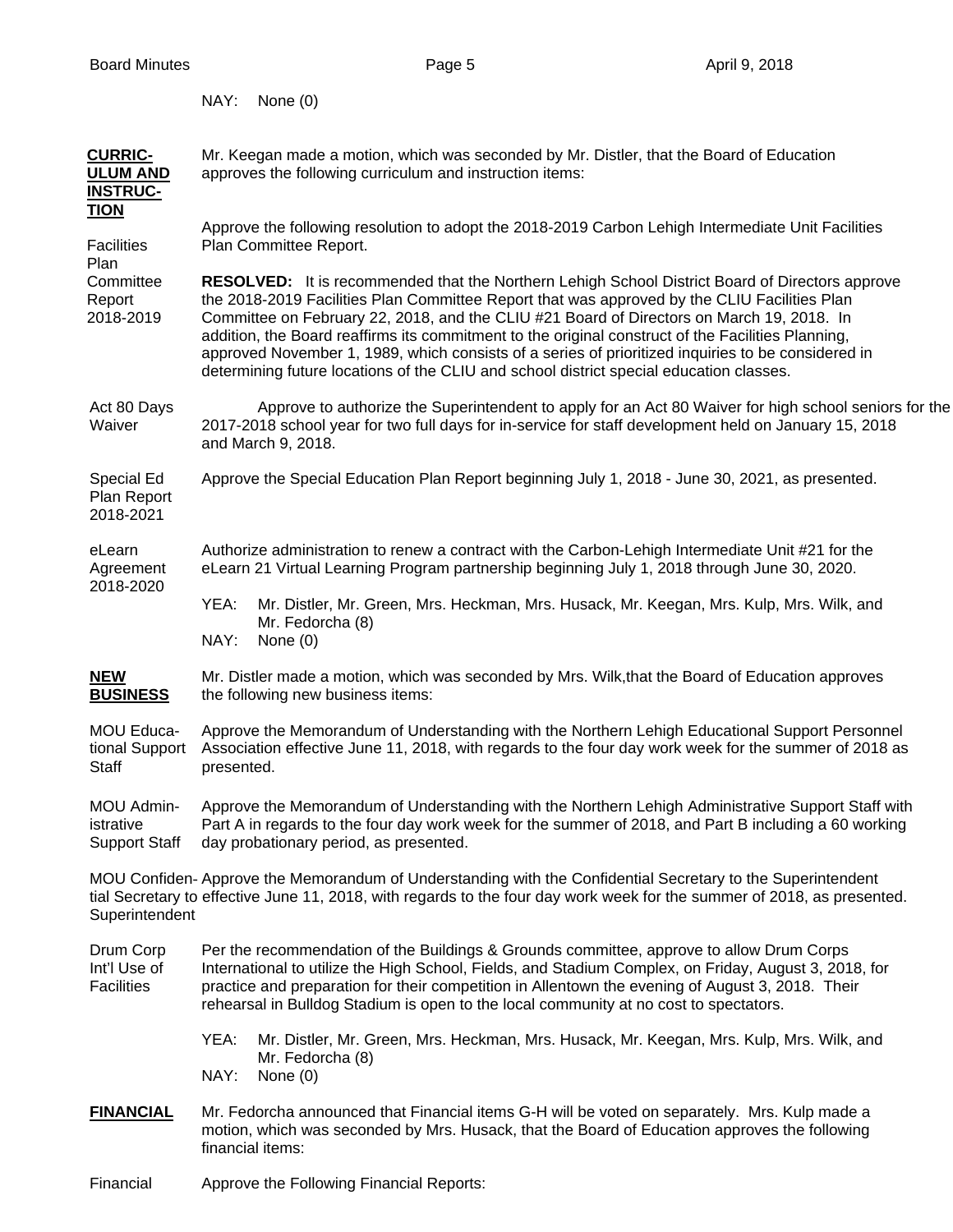NAY: None (0)

**CURRICULUM AND INSTRUCTION**

Mr. Keegan made a motion, which was seconded by Mr. Distler, that the Board of Education approves the following curriculum and instruction items:

Facilities Plan Committee Report 2018-2019

Approve the following resolution to adopt the 2018-2019 Carbon Lehigh Intermediate Unit Facilities Plan Committee Report.

**RESOLVED:** It is recommended that the Northern Lehigh School District Board of Directors approve the 2018-2019 Facilities Plan Committee Report that was approved by the CLIU Facilities Plan Committee on February 22, 2018, and the CLIU #21 Board of Directors on March 19, 2018. In addition, the Board reaffirms its commitment to the original construct of the Facilities Planning, approved November 1, 1989, which consists of a series of prioritized inquiries to be considered in determining future locations of the CLIU and school district special education classes.

Act 80 Days Waiver

Approve to authorize the Superintendent to apply for an Act 80 Waiver for high school seniors for the 2017-2018 school year for two full days for in-service for staff development held on January 15, 2018 and March 9, 2018.

Special Ed Plan Report 2018-2021

Approve the Special Education Plan Report beginning July 1, 2018 - June 30, 2021, as presented.

eLearn Agreement 2018-2020

Authorize administration to renew a contract with the Carbon-Lehigh Intermediate Unit #21 for the eLearn 21 Virtual Learning Program partnership beginning July 1, 2018 through June 30, 2020.

YEA: Mr. Distler, Mr. Green, Mrs. Heckman, Mrs. Husack, Mr. Keegan, Mrs. Kulp, Mrs. Wilk, and Mr. Fedorcha (8)
NAY: None (0)

**NEW BUSINESS**

Mr. Distler made a motion, which was seconded by Mrs. Wilk,that the Board of Education approves the following new business items:

MOU Educational Support Staff

Approve the Memorandum of Understanding with the Northern Lehigh Educational Support Personnel Association effective June 11, 2018, with regards to the four day work week for the summer of 2018 as presented.

MOU Administrative Support Staff

Approve the Memorandum of Understanding with the Northern Lehigh Administrative Support Staff with Part A in regards to the four day work week for the summer of 2018, and Part B including a 60 working day probationary period, as presented.

MOU Confidential Secretary to Superintendent

Approve the Memorandum of Understanding with the Confidential Secretary to the Superintendent effective June 11, 2018, with regards to the four day work week for the summer of 2018, as presented.

Drum Corp Int'l Use of Facilities

Per the recommendation of the Buildings & Grounds committee, approve to allow Drum Corps International to utilize the High School, Fields, and Stadium Complex, on Friday, August 3, 2018, for practice and preparation for their competition in Allentown the evening of August 3, 2018. Their rehearsal in Bulldog Stadium is open to the local community at no cost to spectators.

YEA: Mr. Distler, Mr. Green, Mrs. Heckman, Mrs. Husack, Mr. Keegan, Mrs. Kulp, Mrs. Wilk, and Mr. Fedorcha (8)
NAY: None (0)

**FINANCIAL**

Mr. Fedorcha announced that Financial items G-H will be voted on separately. Mrs. Kulp made a motion, which was seconded by Mrs. Husack, that the Board of Education approves the following financial items:

Financial

Approve the Following Financial Reports: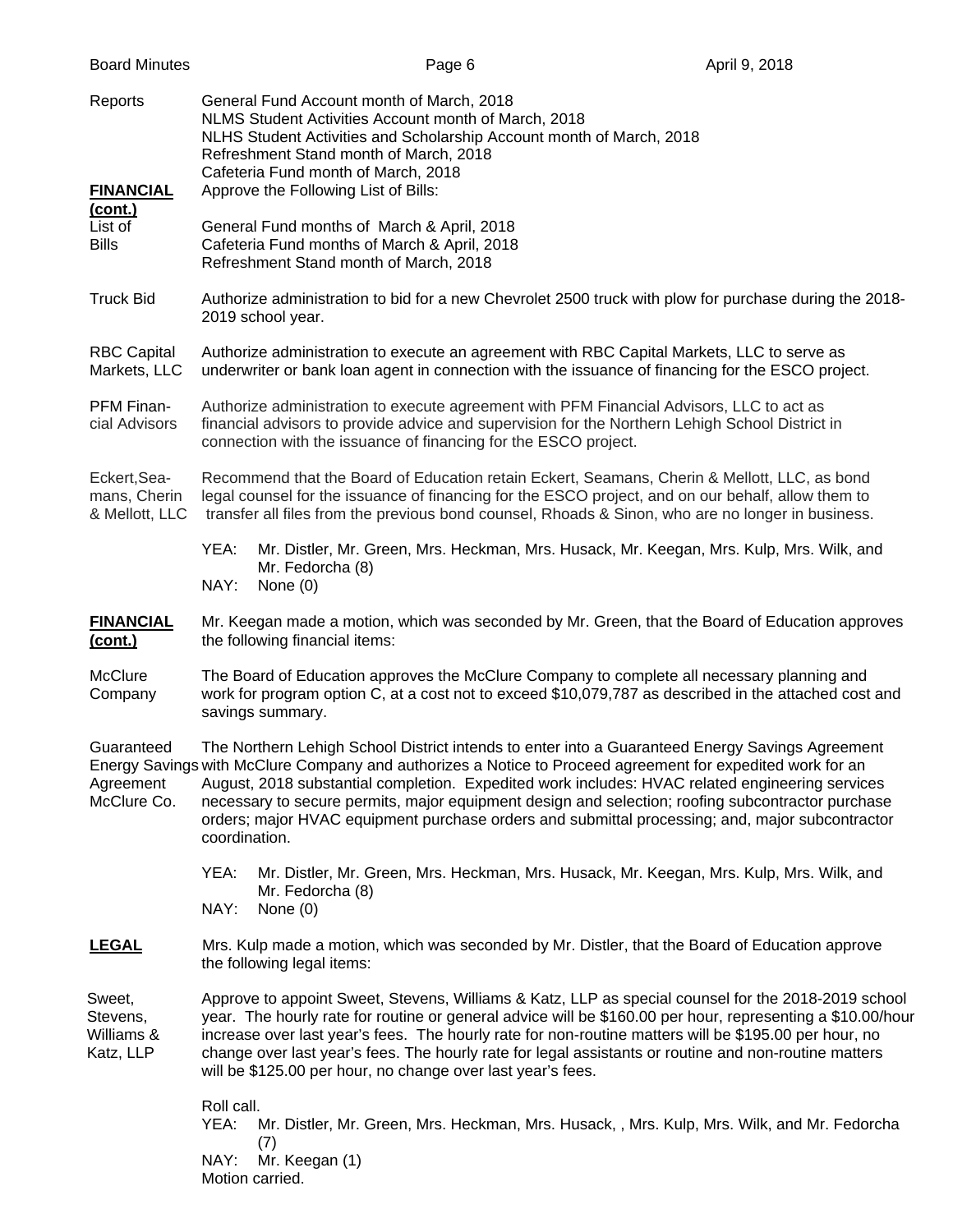**Reports** — General Fund Account month of March, 2018
NLMS Student Activities Account month of March, 2018
NLHS Student Activities and Scholarship Account month of March, 2018
Refreshment Stand month of March, 2018
Cafeteria Fund month of March, 2018

**FINANCIAL (cont.)**

**List of Bills** — Approve the Following List of Bills:

General Fund months of March & April, 2018
Cafeteria Fund months of March & April, 2018
Refreshment Stand month of March, 2018

**Truck Bid** — Authorize administration to bid for a new Chevrolet 2500 truck with plow for purchase during the 2018-2019 school year.

**RBC Capital Markets, LLC** — Authorize administration to execute an agreement with RBC Capital Markets, LLC to serve as underwriter or bank loan agent in connection with the issuance of financing for the ESCO project.

**PFM Financial Advisors** — Authorize administration to execute agreement with PFM Financial Advisors, LLC to act as financial advisors to provide advice and supervision for the Northern Lehigh School District in connection with the issuance of financing for the ESCO project.

**Eckert, Seamans, Cherin & Mellott, LLC** — Recommend that the Board of Education retain Eckert, Seamans, Cherin & Mellott, LLC, as bond legal counsel for the issuance of financing for the ESCO project, and on our behalf, allow them to transfer all files from the previous bond counsel, Rhoads & Sinon, who are no longer in business.

YEA: Mr. Distler, Mr. Green, Mrs. Heckman, Mrs. Husack, Mr. Keegan, Mrs. Kulp, Mrs. Wilk, and Mr. Fedorcha (8)
NAY: None (0)

**FINANCIAL (cont.)** — Mr. Keegan made a motion, which was seconded by Mr. Green, that the Board of Education approves the following financial items:

**McClure Company** — The Board of Education approves the McClure Company to complete all necessary planning and work for program option C, at a cost not to exceed $10,079,787 as described in the attached cost and savings summary.

**Guaranteed Energy Savings Agreement McClure Co.** — The Northern Lehigh School District intends to enter into a Guaranteed Energy Savings Agreement with McClure Company and authorizes a Notice to Proceed agreement for expedited work for an August, 2018 substantial completion. Expedited work includes: HVAC related engineering services necessary to secure permits, major equipment design and selection; roofing subcontractor purchase orders; major HVAC equipment purchase orders and submittal processing; and, major subcontractor coordination.

YEA: Mr. Distler, Mr. Green, Mrs. Heckman, Mrs. Husack, Mr. Keegan, Mrs. Kulp, Mrs. Wilk, and Mr. Fedorcha (8)
NAY: None (0)

**LEGAL** — Mrs. Kulp made a motion, which was seconded by Mr. Distler, that the Board of Education approve the following legal items:

**Sweet, Stevens, Williams & Katz, LLP** — Approve to appoint Sweet, Stevens, Williams & Katz, LLP as special counsel for the 2018-2019 school year. The hourly rate for routine or general advice will be $160.00 per hour, representing a $10.00/hour increase over last year's fees. The hourly rate for non-routine matters will be $195.00 per hour, no change over last year's fees. The hourly rate for legal assistants or routine and non-routine matters will be $125.00 per hour, no change over last year's fees.

Roll call.
YEA: Mr. Distler, Mr. Green, Mrs. Heckman, Mrs. Husack, , Mrs. Kulp, Mrs. Wilk, and Mr. Fedorcha (7)
NAY: Mr. Keegan (1)
Motion carried.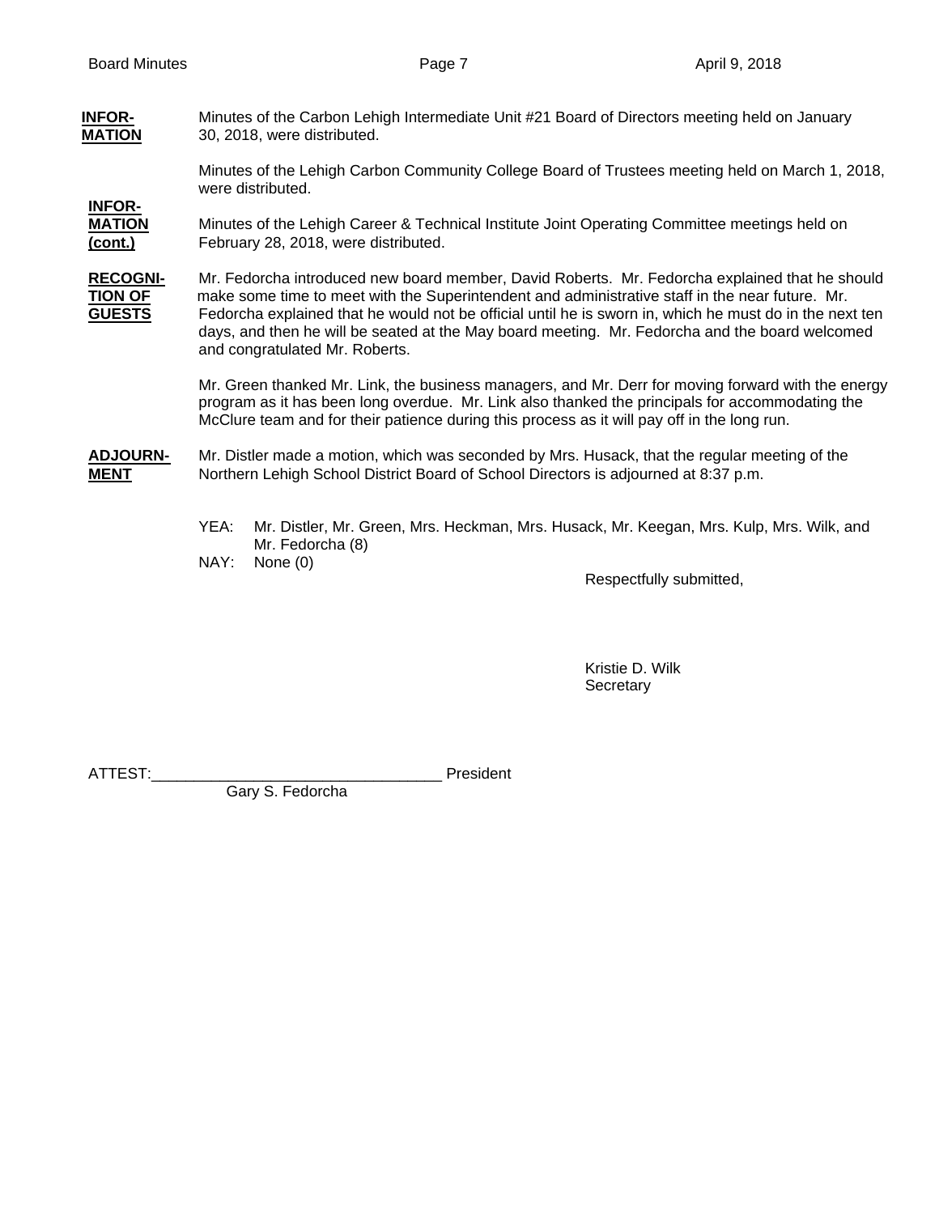**INFOR-MATION**

Minutes of the Carbon Lehigh Intermediate Unit #21 Board of Directors meeting held on January 30, 2018, were distributed.

Minutes of the Lehigh Carbon Community College Board of Trustees meeting held on March 1, 2018, were distributed.

**INFOR-MATION (cont.)**

Minutes of the Lehigh Career & Technical Institute Joint Operating Committee meetings held on February 28, 2018, were distributed.

**RECOGNI-TION OF GUESTS**

Mr. Fedorcha introduced new board member, David Roberts. Mr. Fedorcha explained that he should make some time to meet with the Superintendent and administrative staff in the near future. Mr. Fedorcha explained that he would not be official until he is sworn in, which he must do in the next ten days, and then he will be seated at the May board meeting. Mr. Fedorcha and the board welcomed and congratulated Mr. Roberts.

Mr. Green thanked Mr. Link, the business managers, and Mr. Derr for moving forward with the energy program as it has been long overdue. Mr. Link also thanked the principals for accommodating the McClure team and for their patience during this process as it will pay off in the long run.

**ADJOURN-MENT**

Mr. Distler made a motion, which was seconded by Mrs. Husack, that the regular meeting of the Northern Lehigh School District Board of School Directors is adjourned at 8:37 p.m.

YEA: Mr. Distler, Mr. Green, Mrs. Heckman, Mrs. Husack, Mr. Keegan, Mrs. Kulp, Mrs. Wilk, and Mr. Fedorcha (8)

NAY: None (0)

Respectfully submitted,

Kristie D. Wilk
Secretary

ATTEST:_________________________________ President
Gary S. Fedorcha